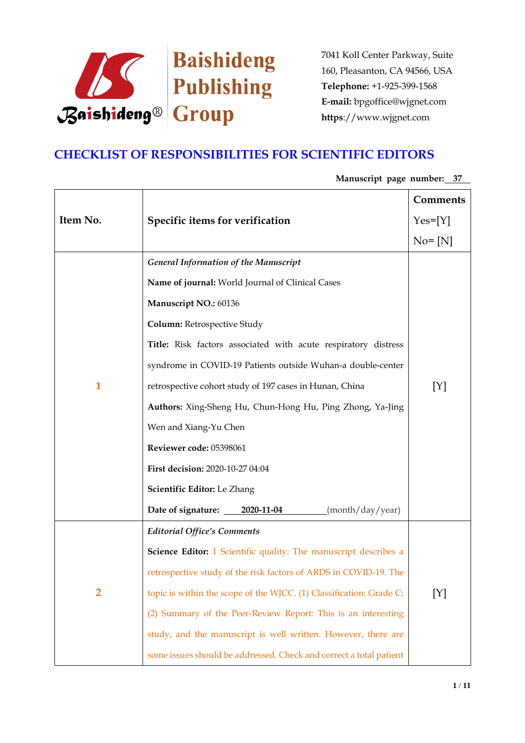Baishideng Publishing Group

7041 Koll Center Parkway, Suite 160, Pleasanton, CA 94566, USA
**Telephone:** +1-925-399-1568
**E-mail:** bpgoffice@wjgnet.com
**https**://www.wjgnet.com

# CHECKLIST OF RESPONSIBILITIES FOR SCIENTIFIC EDITORS

**Manuscript page number:** 37

| Item No. | Specific items for verification | Comments Yes=[Y] No= [N] |
|---|---|---|
| 1 | *General Information of the Manuscript*<br>**Name of journal:** World Journal of Clinical Cases<br>**Manuscript NO.:** 60136<br>**Column:** Retrospective Study<br>**Title:** Risk factors associated with acute respiratory distress syndrome in COVID-19 Patients outside Wuhan-a double-center retrospective cohort study of 197 cases in Hunan, China<br>**Authors:** Xing-Sheng Hu, Chun-Hong Hu, Ping Zhong, Ya-Jing Wen and Xiang-Yu Chen<br>**Reviewer code:** 05398061<br>**First decision:** 2020-10-27 04:04<br>**Scientific Editor:** Le Zhang<br>**Date of signature:** 2020-11-04 (month/day/year) | [Y] |
| 2 | *Editorial Office's Comments*<br>**Science Editor:** 1 Scientific quality: The manuscript describes a retrospective study of the risk factors of ARDS in COVID-19. The topic is within the scope of the WJCC. (1) Classification: Grade C; (2) Summary of the Peer-Review Report: This is an interesting study, and the manuscript is well written. However, there are some issues should be addressed. Check and correct a total patient | [Y] |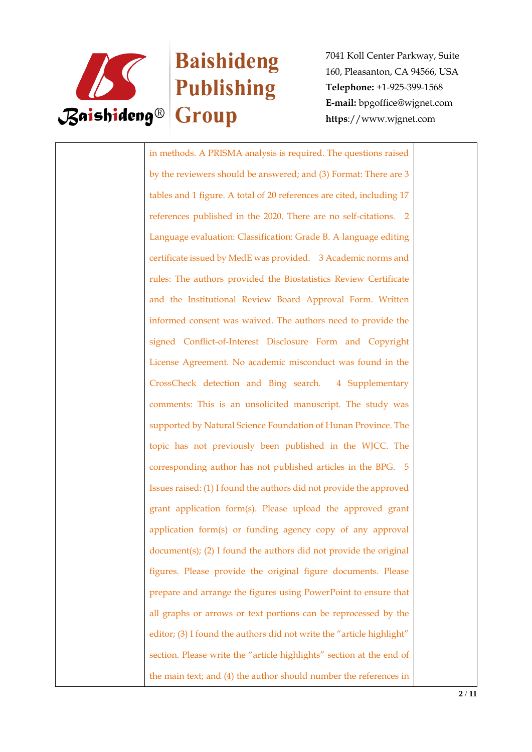| | in methods. A PRISMA analysis is required. The questions raised by the reviewers should be answered; and (3) Format: There are 3 tables and 1 figure. A total of 20 references are cited, including 17 references published in the 2020. There are no self-citations. 2 Language evaluation: Classification: Grade B. A language editing certificate issued by MedE was provided. 3 Academic norms and rules: The authors provided the Biostatistics Review Certificate and the Institutional Review Board Approval Form. Written informed consent was waived. The authors need to provide the signed Conflict-of-Interest Disclosure Form and Copyright License Agreement. No academic misconduct was found in the CrossCheck detection and Bing search. 4 Supplementary comments: This is an unsolicited manuscript. The study was supported by Natural Science Foundation of Hunan Province. The topic has not previously been published in the WJCC. The corresponding author has not published articles in the BPG. 5 Issues raised: (1) I found the authors did not provide the approved grant application form(s). Please upload the approved grant application form(s) or funding agency copy of any approval document(s); (2) I found the authors did not provide the original figures. Please provide the original figure documents. Please prepare and arrange the figures using PowerPoint to ensure that all graphs or arrows or text portions can be reprocessed by the editor; (3) I found the authors did not write the "article highlight" section. Please write the "article highlights" section at the end of the main text; and (4) the author should number the references in | |
|---|---|---|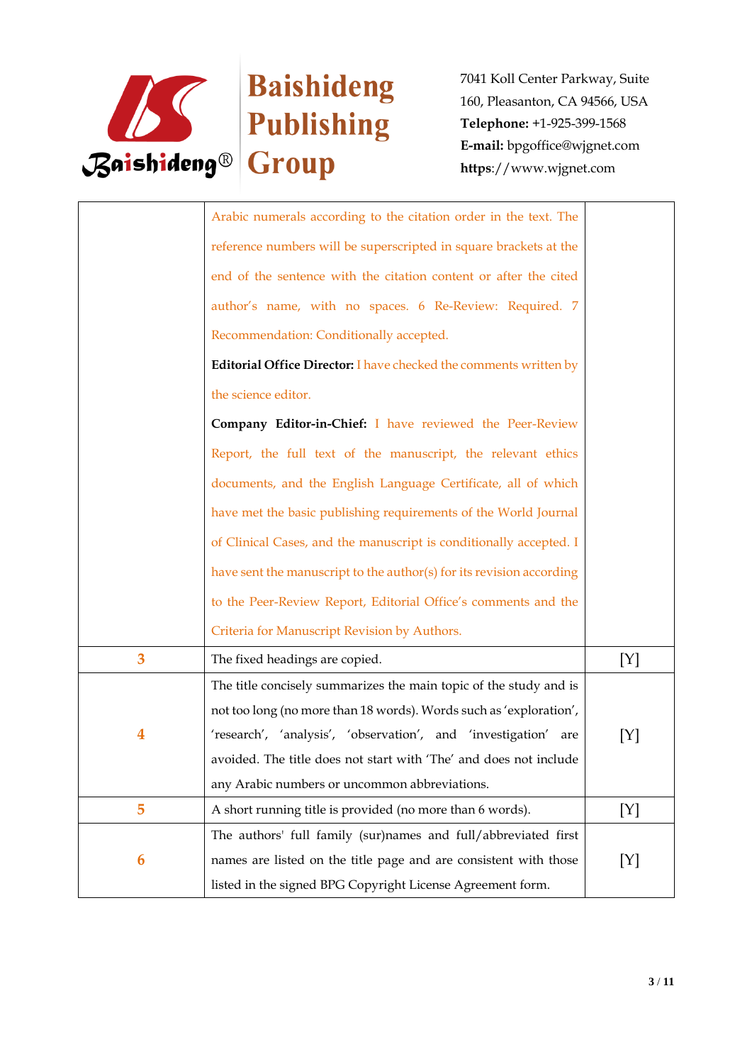| | | |
|---|---|---|
| | Arabic numerals according to the citation order in the text. The reference numbers will be superscripted in square brackets at the end of the sentence with the citation content or after the cited author's name, with no spaces. 6 Re-Review: Required. 7 Recommendation: Conditionally accepted.<br>**Editorial Office Director:** I have checked the comments written by the science editor.<br>**Company Editor-in-Chief:** I have reviewed the Peer-Review Report, the full text of the manuscript, the relevant ethics documents, and the English Language Certificate, all of which have met the basic publishing requirements of the World Journal of Clinical Cases, and the manuscript is conditionally accepted. I have sent the manuscript to the author(s) for its revision according to the Peer-Review Report, Editorial Office's comments and the Criteria for Manuscript Revision by Authors. | |
| 3 | The fixed headings are copied. | [Y] |
| 4 | The title concisely summarizes the main topic of the study and is not too long (no more than 18 words). Words such as 'exploration', 'research', 'analysis', 'observation', and 'investigation' are avoided. The title does not start with 'The' and does not include any Arabic numbers or uncommon abbreviations. | [Y] |
| 5 | A short running title is provided (no more than 6 words). | [Y] |
| 6 | The authors' full family (sur)names and full/abbreviated first names are listed on the title page and are consistent with those listed in the signed BPG Copyright License Agreement form. | [Y] |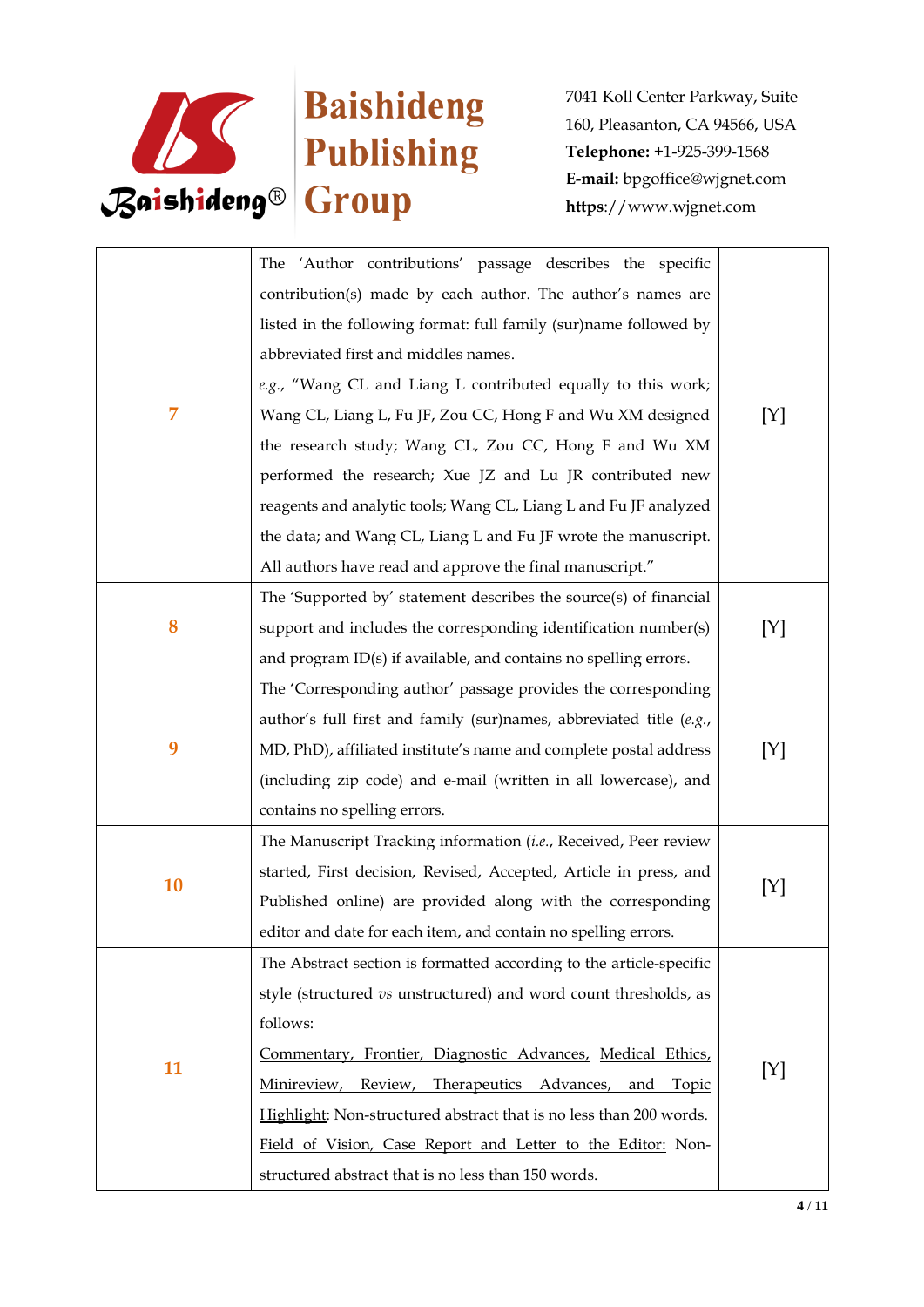| | | |
|---|---|---|
| 7 | The 'Author contributions' passage describes the specific contribution(s) made by each author. The author's names are listed in the following format: full family (sur)name followed by abbreviated first and middles names.<br>*e.g.*, "Wang CL and Liang L contributed equally to this work; Wang CL, Liang L, Fu JF, Zou CC, Hong F and Wu XM designed the research study; Wang CL, Zou CC, Hong F and Wu XM performed the research; Xue JZ and Lu JR contributed new reagents and analytic tools; Wang CL, Liang L and Fu JF analyzed the data; and Wang CL, Liang L and Fu JF wrote the manuscript. All authors have read and approve the final manuscript." | [Y] |
| 8 | The 'Supported by' statement describes the source(s) of financial support and includes the corresponding identification number(s) and program ID(s) if available, and contains no spelling errors. | [Y] |
| 9 | The 'Corresponding author' passage provides the corresponding author's full first and family (sur)names, abbreviated title (*e.g.*, MD, PhD), affiliated institute's name and complete postal address (including zip code) and e-mail (written in all lowercase), and contains no spelling errors. | [Y] |
| 10 | The Manuscript Tracking information (*i.e.*, Received, Peer review started, First decision, Revised, Accepted, Article in press, and Published online) are provided along with the corresponding editor and date for each item, and contain no spelling errors. | [Y] |
| 11 | The Abstract section is formatted according to the article-specific style (structured *vs* unstructured) and word count thresholds, as follows:<br><u>Commentary, Frontier, Diagnostic Advances, Medical Ethics, Minireview, Review, Therapeutics Advances, and Topic Highlight</u>: Non-structured abstract that is no less than 200 words.<br><u>Field of Vision, Case Report and Letter to the Editor:</u> Non-structured abstract that is no less than 150 words. | [Y] |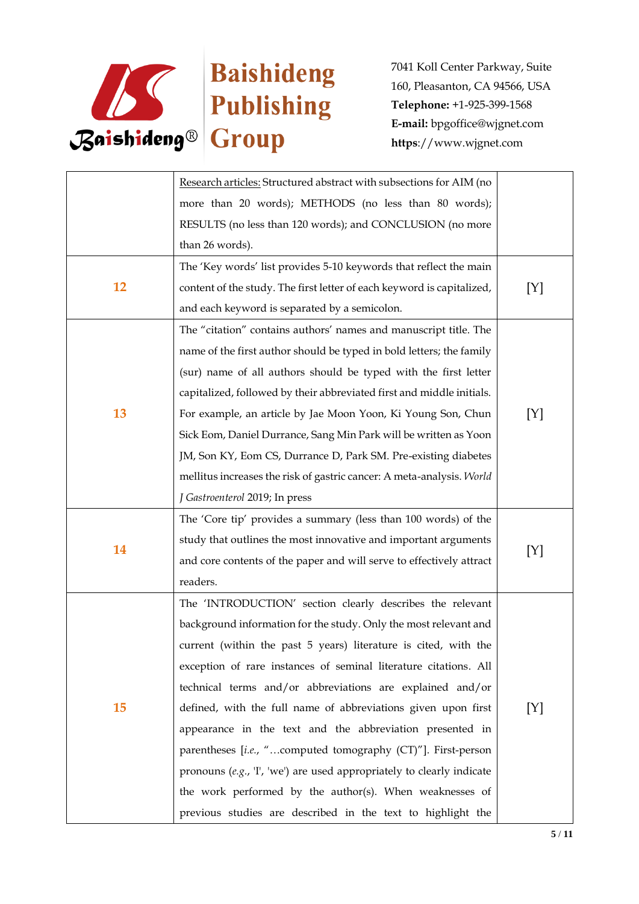| | | |
|---|---|---|
| | Research articles: Structured abstract with subsections for AIM (no more than 20 words); METHODS (no less than 80 words); RESULTS (no less than 120 words); and CONCLUSION (no more than 26 words). | |
| **12** | The 'Key words' list provides 5-10 keywords that reflect the main content of the study. The first letter of each keyword is capitalized, and each keyword is separated by a semicolon. | [Y] |
| **13** | The "citation" contains authors' names and manuscript title. The name of the first author should be typed in bold letters; the family (sur) name of all authors should be typed with the first letter capitalized, followed by their abbreviated first and middle initials. For example, an article by Jae Moon Yoon, Ki Young Son, Chun Sick Eom, Daniel Durrance, Sang Min Park will be written as Yoon JM, Son KY, Eom CS, Durrance D, Park SM. Pre-existing diabetes mellitus increases the risk of gastric cancer: A meta-analysis. *World J Gastroenterol* 2019; In press | [Y] |
| **14** | The 'Core tip' provides a summary (less than 100 words) of the study that outlines the most innovative and important arguments and core contents of the paper and will serve to effectively attract readers. | [Y] |
| **15** | The 'INTRODUCTION' section clearly describes the relevant background information for the study. Only the most relevant and current (within the past 5 years) literature is cited, with the exception of rare instances of seminal literature citations. All technical terms and/or abbreviations are explained and/or defined, with the full name of abbreviations given upon first appearance in the text and the abbreviation presented in parentheses [*i.e.*, "…computed tomography (CT)"]. First-person pronouns (*e.g.*, 'I', 'we') are used appropriately to clearly indicate the work performed by the author(s). When weaknesses of previous studies are described in the text to highlight the | [Y] |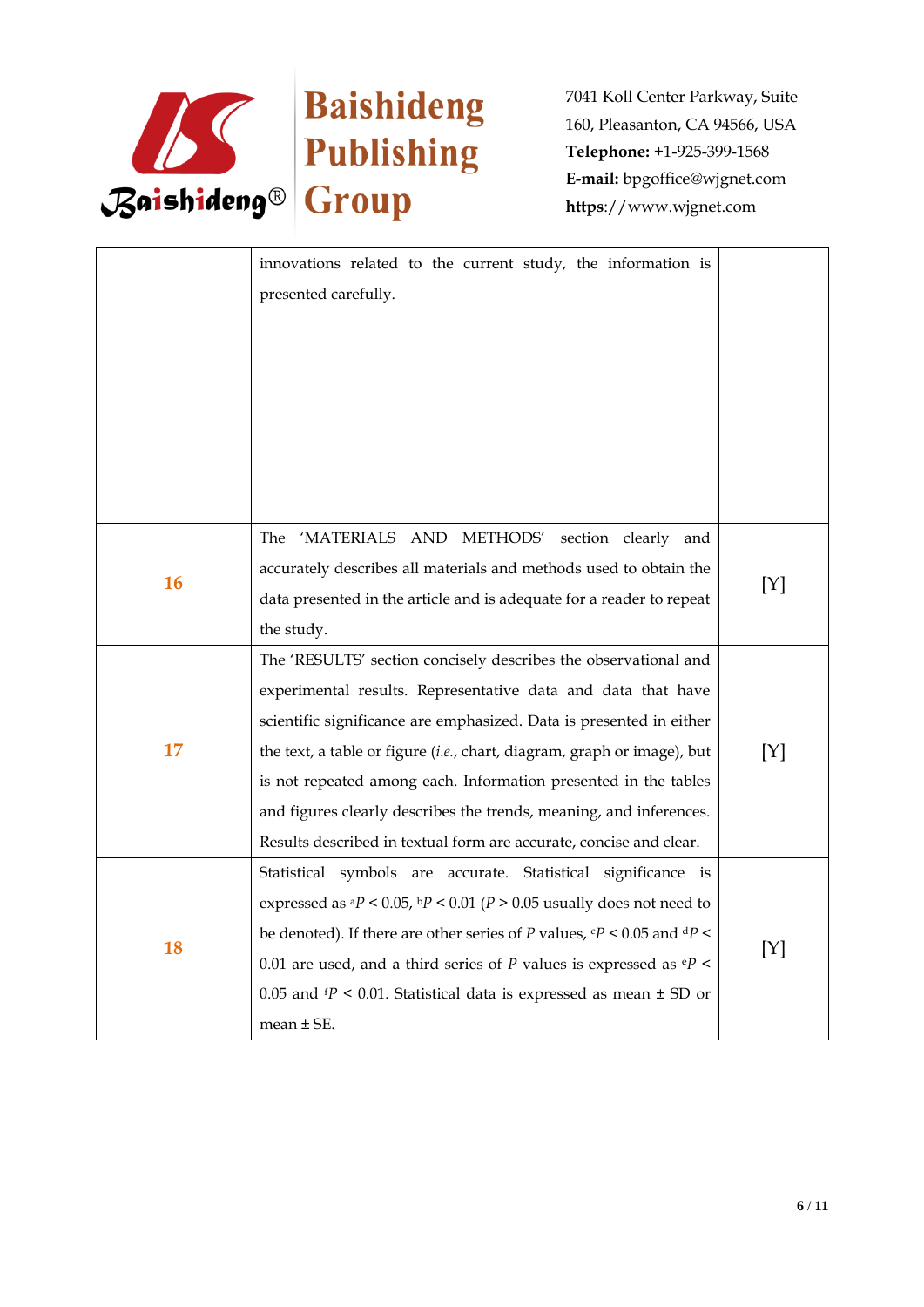| | | |
|---|---|---|
| | innovations related to the current study, the information is presented carefully. | |
| **16** | The 'MATERIALS AND METHODS' section clearly and accurately describes all materials and methods used to obtain the data presented in the article and is adequate for a reader to repeat the study. | [Y] |
| **17** | The 'RESULTS' section concisely describes the observational and experimental results. Representative data and data that have scientific significance are emphasized. Data is presented in either the text, a table or figure (*i.e.*, chart, diagram, graph or image), but is not repeated among each. Information presented in the tables and figures clearly describes the trends, meaning, and inferences. Results described in textual form are accurate, concise and clear. | [Y] |
| **18** | Statistical symbols are accurate. Statistical significance is expressed as ${}^{a}P < 0.05$, ${}^{b}P < 0.01$ ($P > 0.05$ usually does not need to be denoted). If there are other series of $P$ values, ${}^{c}P < 0.05$ and ${}^{d}P < 0.01$ are used, and a third series of $P$ values is expressed as ${}^{e}P < 0.05$ and ${}^{f}P < 0.01$. Statistical data is expressed as mean ± SD or mean ± SE. | [Y] |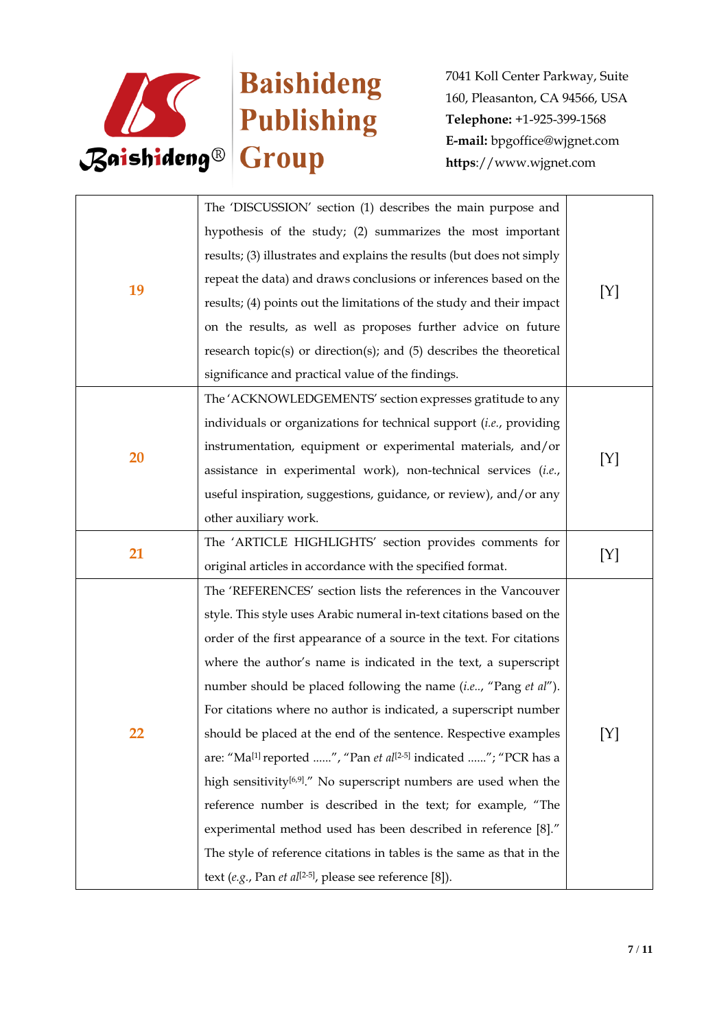| | | |
|---|---|---|
| **19** | The 'DISCUSSION' section (1) describes the main purpose and hypothesis of the study; (2) summarizes the most important results; (3) illustrates and explains the results (but does not simply repeat the data) and draws conclusions or inferences based on the results; (4) points out the limitations of the study and their impact on the results, as well as proposes further advice on future research topic(s) or direction(s); and (5) describes the theoretical significance and practical value of the findings. | [Y] |
| **20** | The 'ACKNOWLEDGEMENTS' section expresses gratitude to any individuals or organizations for technical support (*i.e.*, providing instrumentation, equipment or experimental materials, and/or assistance in experimental work), non-technical services (*i.e.*, useful inspiration, suggestions, guidance, or review), and/or any other auxiliary work. | [Y] |
| **21** | The 'ARTICLE HIGHLIGHTS' section provides comments for original articles in accordance with the specified format. | [Y] |
| **22** | The 'REFERENCES' section lists the references in the Vancouver style. This style uses Arabic numeral in-text citations based on the order of the first appearance of a source in the text. For citations where the author's name is indicated in the text, a superscript number should be placed following the name (*i.e.*., "Pang *et al*"). For citations where no author is indicated, a superscript number should be placed at the end of the sentence. Respective examples are: "Ma[1] reported ......", "Pan *et al*[2-5] indicated ......"; "PCR has a high sensitivity[6,9]." No superscript numbers are used when the reference number is described in the text; for example, "The experimental method used has been described in reference [8]." The style of reference citations in tables is the same as that in the text (*e.g.*, Pan *et al*[2-5], please see reference [8]). | [Y] |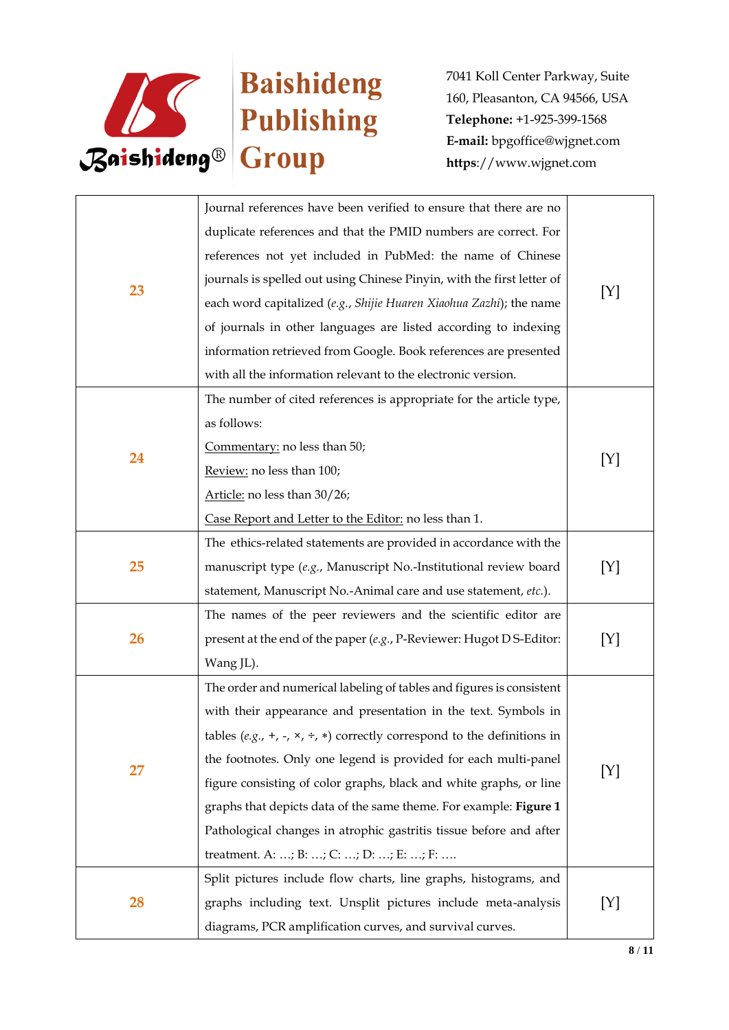| | | |
|---|---|---|
| 23 | Journal references have been verified to ensure that there are no duplicate references and that the PMID numbers are correct. For references not yet included in PubMed: the name of Chinese journals is spelled out using Chinese Pinyin, with the first letter of each word capitalized (*e.g.*, *Shijie Huaren Xiaohua Zazhi*); the name of journals in other languages are listed according to indexing information retrieved from Google. Book references are presented with all the information relevant to the electronic version. | [Y] |
| 24 | The number of cited references is appropriate for the article type, as follows:<br><u>Commentary:</u> no less than 50;<br><u>Review:</u> no less than 100;<br><u>Article:</u> no less than 30/26;<br><u>Case Report and Letter to the Editor:</u> no less than 1. | [Y] |
| 25 | The ethics-related statements are provided in accordance with the manuscript type (*e.g.*, Manuscript No.-Institutional review board statement, Manuscript No.-Animal care and use statement, *etc.*). | [Y] |
| 26 | The names of the peer reviewers and the scientific editor are present at the end of the paper (*e.g.*, P-Reviewer: Hugot D S-Editor: Wang JL). | [Y] |
| 27 | The order and numerical labeling of tables and figures is consistent with their appearance and presentation in the text. Symbols in tables (*e.g.*, +, -, ×, ÷, ∗) correctly correspond to the definitions in the footnotes. Only one legend is provided for each multi-panel figure consisting of color graphs, black and white graphs, or line graphs that depicts data of the same theme. For example: **Figure 1** Pathological changes in atrophic gastritis tissue before and after treatment. A: …; B: …; C: …; D: …; E: …; F: …. | [Y] |
| 28 | Split pictures include flow charts, line graphs, histograms, and graphs including text. Unsplit pictures include meta-analysis diagrams, PCR amplification curves, and survival curves. | [Y] |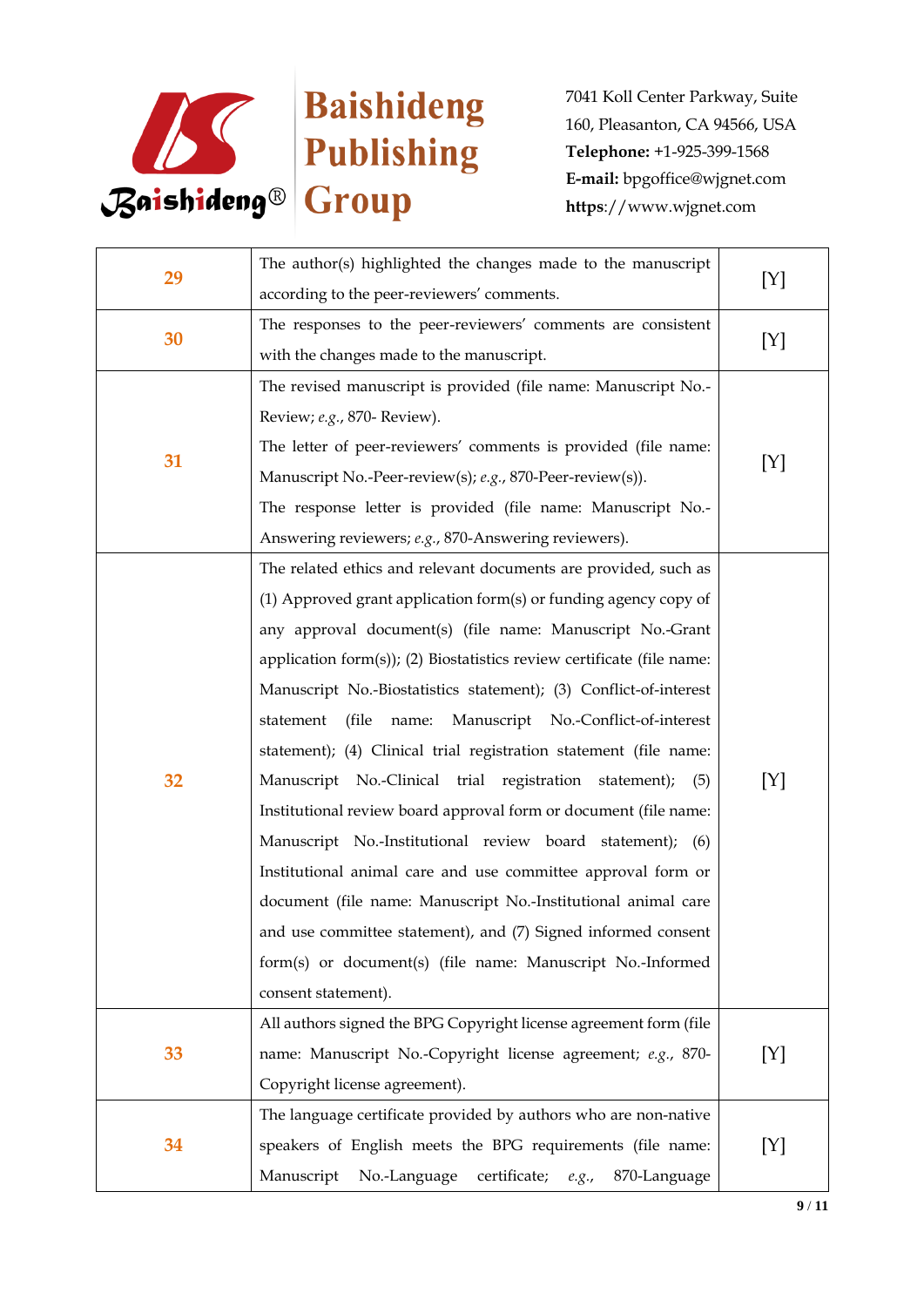| | | |
|---|---|---|
| 29 | The author(s) highlighted the changes made to the manuscript according to the peer-reviewers' comments. | [Y] |
| 30 | The responses to the peer-reviewers' comments are consistent with the changes made to the manuscript. | [Y] |
| 31 | The revised manuscript is provided (file name: Manuscript No.-Review; *e.g.*, 870- Review).<br>The letter of peer-reviewers' comments is provided (file name: Manuscript No.-Peer-review(s); *e.g.*, 870-Peer-review(s)).<br>The response letter is provided (file name: Manuscript No.-Answering reviewers; *e.g.*, 870-Answering reviewers). | [Y] |
| 32 | The related ethics and relevant documents are provided, such as (1) Approved grant application form(s) or funding agency copy of any approval document(s) (file name: Manuscript No.-Grant application form(s)); (2) Biostatistics review certificate (file name: Manuscript No.-Biostatistics statement); (3) Conflict-of-interest statement (file name: Manuscript No.-Conflict-of-interest statement); (4) Clinical trial registration statement (file name: Manuscript No.-Clinical trial registration statement); (5) Institutional review board approval form or document (file name: Manuscript No.-Institutional review board statement); (6) Institutional animal care and use committee approval form or document (file name: Manuscript No.-Institutional animal care and use committee statement), and (7) Signed informed consent form(s) or document(s) (file name: Manuscript No.-Informed consent statement). | [Y] |
| 33 | All authors signed the BPG Copyright license agreement form (file name: Manuscript No.-Copyright license agreement; *e.g.*, 870-Copyright license agreement). | [Y] |
| 34 | The language certificate provided by authors who are non-native speakers of English meets the BPG requirements (file name: Manuscript No.-Language certificate; *e.g.*, 870-Language | [Y] |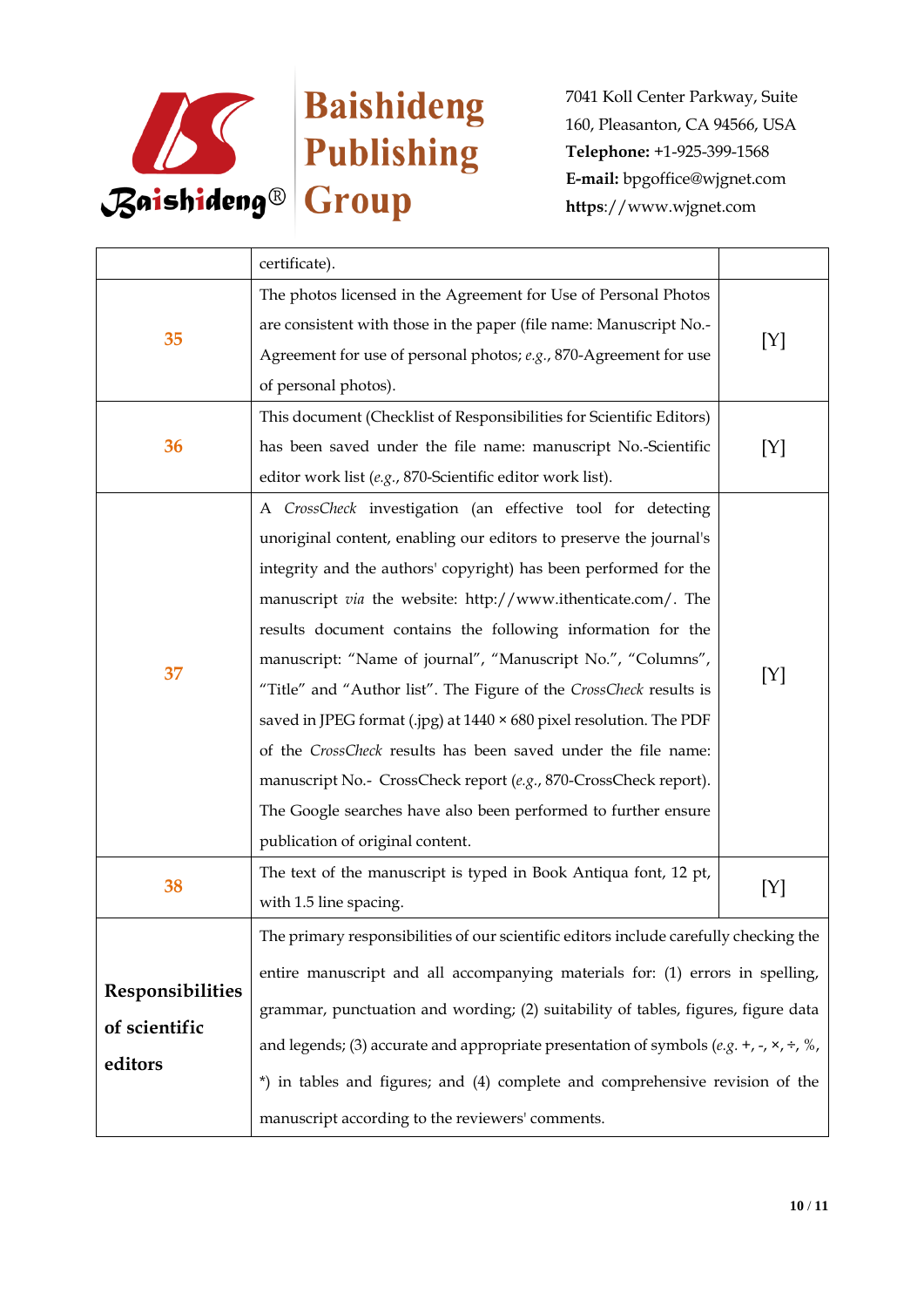| | certificate). | |
|---|---|---|
| 35 | The photos licensed in the Agreement for Use of Personal Photos are consistent with those in the paper (file name: Manuscript No.-Agreement for use of personal photos; *e.g.*, 870-Agreement for use of personal photos). | [Y] |
| 36 | This document (Checklist of Responsibilities for Scientific Editors) has been saved under the file name: manuscript No.-Scientific editor work list (*e.g.*, 870-Scientific editor work list). | [Y] |
| 37 | A *CrossCheck* investigation (an effective tool for detecting unoriginal content, enabling our editors to preserve the journal's integrity and the authors' copyright) has been performed for the manuscript *via* the website: http://www.ithenticate.com/. The results document contains the following information for the manuscript: "Name of journal", "Manuscript No.", "Columns", "Title" and "Author list". The Figure of the *CrossCheck* results is saved in JPEG format (.jpg) at 1440 × 680 pixel resolution. The PDF of the *CrossCheck* results has been saved under the file name: manuscript No.- CrossCheck report (*e.g.*, 870-CrossCheck report). The Google searches have also been performed to further ensure publication of original content. | [Y] |
| 38 | The text of the manuscript is typed in Book Antiqua font, 12 pt, with 1.5 line spacing. | [Y] |
| **Responsibilities of scientific editors** | The primary responsibilities of our scientific editors include carefully checking the entire manuscript and all accompanying materials for: (1) errors in spelling, grammar, punctuation and wording; (2) suitability of tables, figures, figure data and legends; (3) accurate and appropriate presentation of symbols (*e.g.* +, -, ×, ÷, %, *) in tables and figures; and (4) complete and comprehensive revision of the manuscript according to the reviewers' comments. | |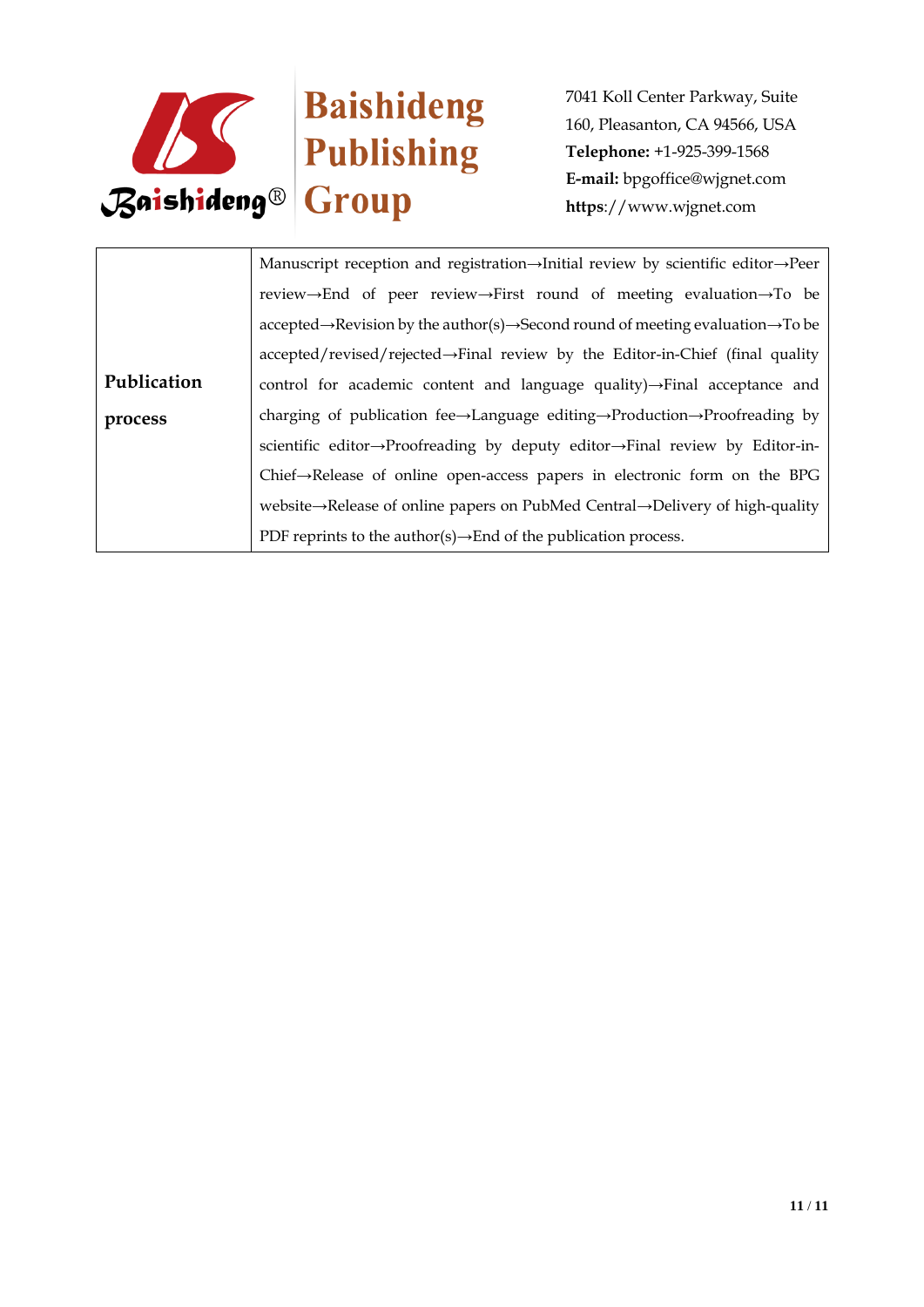| | |
|---|---|
| **Publication process** | Manuscript reception and registration→Initial review by scientific editor→Peer review→End of peer review→First round of meeting evaluation→To be accepted→Revision by the author(s)→Second round of meeting evaluation→To be accepted/revised/rejected→Final review by the Editor-in-Chief (final quality control for academic content and language quality)→Final acceptance and charging of publication fee→Language editing→Production→Proofreading by scientific editor→Proofreading by deputy editor→Final review by Editor-in-Chief→Release of online open-access papers in electronic form on the BPG website→Release of online papers on PubMed Central→Delivery of high-quality PDF reprints to the author(s)→End of the publication process. |